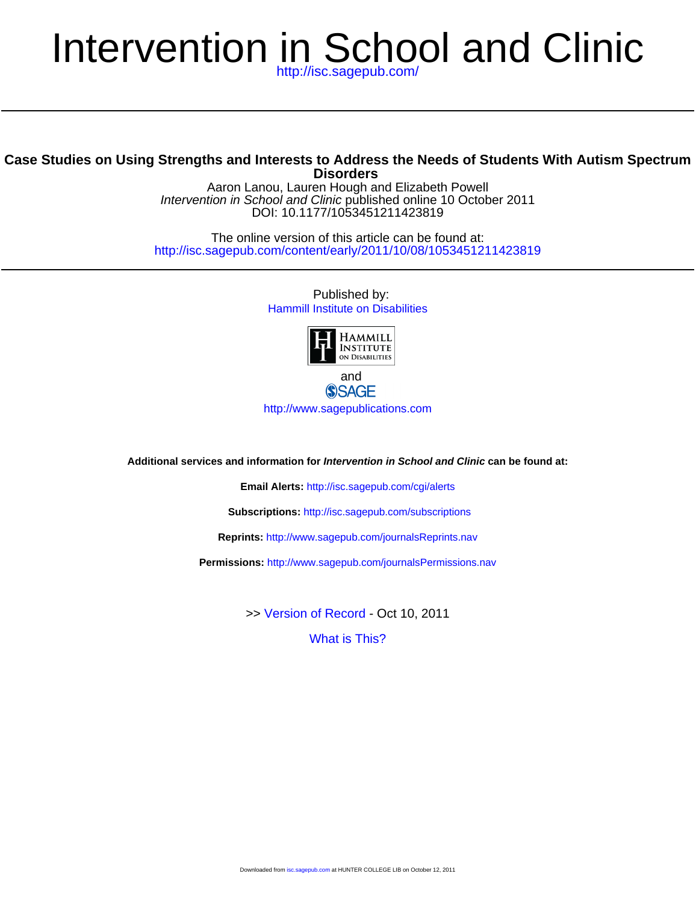# Intervention in School and Clinic

http://isc.sagepub.com/

## Case Studies on Using Strengths and Interests to Address the Needs of Students With Autism Spectrum Disorders

Aaron Lanou, Lauren Hough and Elizabeth Powell

*Intervention in School and Clinic* published online 10 October 2011

DOI: 10.1177/1053451211423819

The online version of this article can be found at:
http://isc.sagepub.com/content/early/2011/10/08/1053451211423819

Published by:
Hammill Institute on Disabilities

and

SAGE

http://www.sagepublications.com

**Additional services and information for *Intervention in School and Clinic* can be found at:**

**Email Alerts:** http://isc.sagepub.com/cgi/alerts

**Subscriptions:** http://isc.sagepub.com/subscriptions

**Reprints:** http://www.sagepub.com/journalsReprints.nav

**Permissions:** http://www.sagepub.com/journalsPermissions.nav

>> Version of Record - Oct 10, 2011

What is This?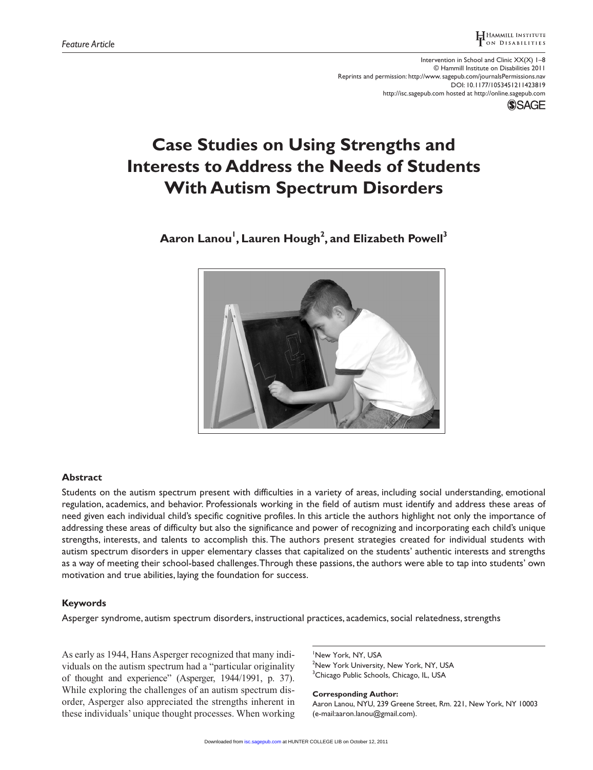# Case Studies on Using Strengths and Interests to Address the Needs of Students With Autism Spectrum Disorders

**Aaron Lanou[1], Lauren Hough[2], and Elizabeth Powell[3]**

## Abstract

Students on the autism spectrum present with difficulties in a variety of areas, including social understanding, emotional regulation, academics, and behavior. Professionals working in the field of autism must identify and address these areas of need given each individual child's specific cognitive profiles. In this article the authors highlight not only the importance of addressing these areas of difficulty but also the significance and power of recognizing and incorporating each child's unique strengths, interests, and talents to accomplish this. The authors present strategies created for individual students with autism spectrum disorders in upper elementary classes that capitalized on the students' authentic interests and strengths as a way of meeting their school-based challenges. Through these passions, the authors were able to tap into students' own motivation and true abilities, laying the foundation for success.

## Keywords

Asperger syndrome, autism spectrum disorders, instructional practices, academics, social relatedness, strengths

As early as 1944, Hans Asperger recognized that many individuals on the autism spectrum had a "particular originality of thought and experience" (Asperger, 1944/1991, p. 37). While exploring the challenges of an autism spectrum disorder, Asperger also appreciated the strengths inherent in these individuals' unique thought processes. When working

[1]New York, NY, USA
[2]New York University, New York, NY, USA
[3]Chicago Public Schools, Chicago, IL, USA

**Corresponding Author:**
Aaron Lanou, NYU, 239 Greene Street, Rm. 221, New York, NY 10003 (e-mail:aaron.lanou@gmail.com).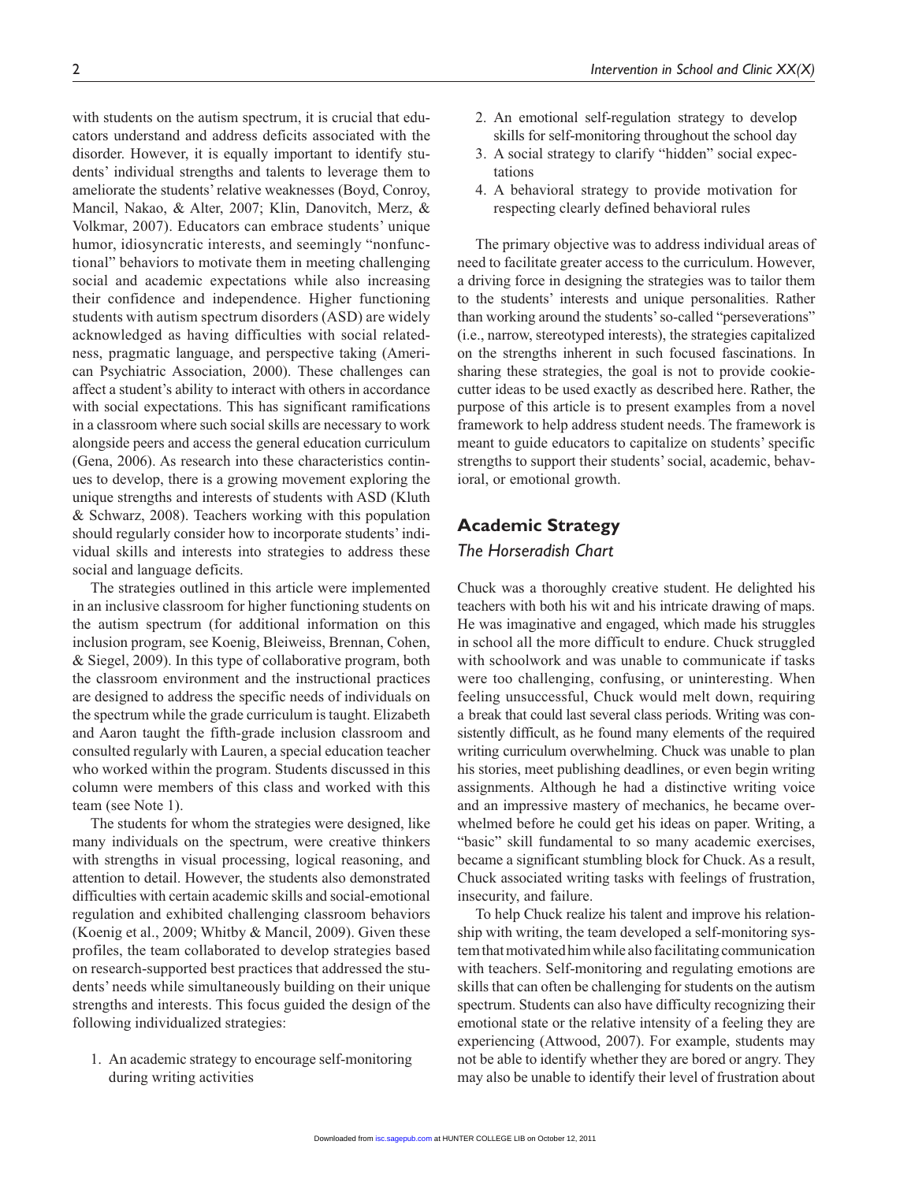with students on the autism spectrum, it is crucial that educators understand and address deficits associated with the disorder. However, it is equally important to identify students' individual strengths and talents to leverage them to ameliorate the students' relative weaknesses (Boyd, Conroy, Mancil, Nakao, & Alter, 2007; Klin, Danovitch, Merz, & Volkmar, 2007). Educators can embrace students' unique humor, idiosyncratic interests, and seemingly "nonfunctional" behaviors to motivate them in meeting challenging social and academic expectations while also increasing their confidence and independence. Higher functioning students with autism spectrum disorders (ASD) are widely acknowledged as having difficulties with social relatedness, pragmatic language, and perspective taking (American Psychiatric Association, 2000). These challenges can affect a student's ability to interact with others in accordance with social expectations. This has significant ramifications in a classroom where such social skills are necessary to work alongside peers and access the general education curriculum (Gena, 2006). As research into these characteristics continues to develop, there is a growing movement exploring the unique strengths and interests of students with ASD (Kluth & Schwarz, 2008). Teachers working with this population should regularly consider how to incorporate students' individual skills and interests into strategies to address these social and language deficits.

The strategies outlined in this article were implemented in an inclusive classroom for higher functioning students on the autism spectrum (for additional information on this inclusion program, see Koenig, Bleiweiss, Brennan, Cohen, & Siegel, 2009). In this type of collaborative program, both the classroom environment and the instructional practices are designed to address the specific needs of individuals on the spectrum while the grade curriculum is taught. Elizabeth and Aaron taught the fifth-grade inclusion classroom and consulted regularly with Lauren, a special education teacher who worked within the program. Students discussed in this column were members of this class and worked with this team (see Note 1).

The students for whom the strategies were designed, like many individuals on the spectrum, were creative thinkers with strengths in visual processing, logical reasoning, and attention to detail. However, the students also demonstrated difficulties with certain academic skills and social-emotional regulation and exhibited challenging classroom behaviors (Koenig et al., 2009; Whitby & Mancil, 2009). Given these profiles, the team collaborated to develop strategies based on research-supported best practices that addressed the students' needs while simultaneously building on their unique strengths and interests. This focus guided the design of the following individualized strategies:

1. An academic strategy to encourage self-monitoring during writing activities
2. An emotional self-regulation strategy to develop skills for self-monitoring throughout the school day
3. A social strategy to clarify "hidden" social expectations
4. A behavioral strategy to provide motivation for respecting clearly defined behavioral rules

The primary objective was to address individual areas of need to facilitate greater access to the curriculum. However, a driving force in designing the strategies was to tailor them to the students' interests and unique personalities. Rather than working around the students' so-called "perseverations" (i.e., narrow, stereotyped interests), the strategies capitalized on the strengths inherent in such focused fascinations. In sharing these strategies, the goal is not to provide cookie-cutter ideas to be used exactly as described here. Rather, the purpose of this article is to present examples from a novel framework to help address student needs. The framework is meant to guide educators to capitalize on students' specific strengths to support their students' social, academic, behavioral, or emotional growth.

## Academic Strategy

### *The Horseradish Chart*

Chuck was a thoroughly creative student. He delighted his teachers with both his wit and his intricate drawing of maps. He was imaginative and engaged, which made his struggles in school all the more difficult to endure. Chuck struggled with schoolwork and was unable to communicate if tasks were too challenging, confusing, or uninteresting. When feeling unsuccessful, Chuck would melt down, requiring a break that could last several class periods. Writing was consistently difficult, as he found many elements of the required writing curriculum overwhelming. Chuck was unable to plan his stories, meet publishing deadlines, or even begin writing assignments. Although he had a distinctive writing voice and an impressive mastery of mechanics, he became overwhelmed before he could get his ideas on paper. Writing, a "basic" skill fundamental to so many academic exercises, became a significant stumbling block for Chuck. As a result, Chuck associated writing tasks with feelings of frustration, insecurity, and failure.

To help Chuck realize his talent and improve his relationship with writing, the team developed a self-monitoring system that motivated him while also facilitating communication with teachers. Self-monitoring and regulating emotions are skills that can often be challenging for students on the autism spectrum. Students can also have difficulty recognizing their emotional state or the relative intensity of a feeling they are experiencing (Attwood, 2007). For example, students may not be able to identify whether they are bored or angry. They may also be unable to identify their level of frustration about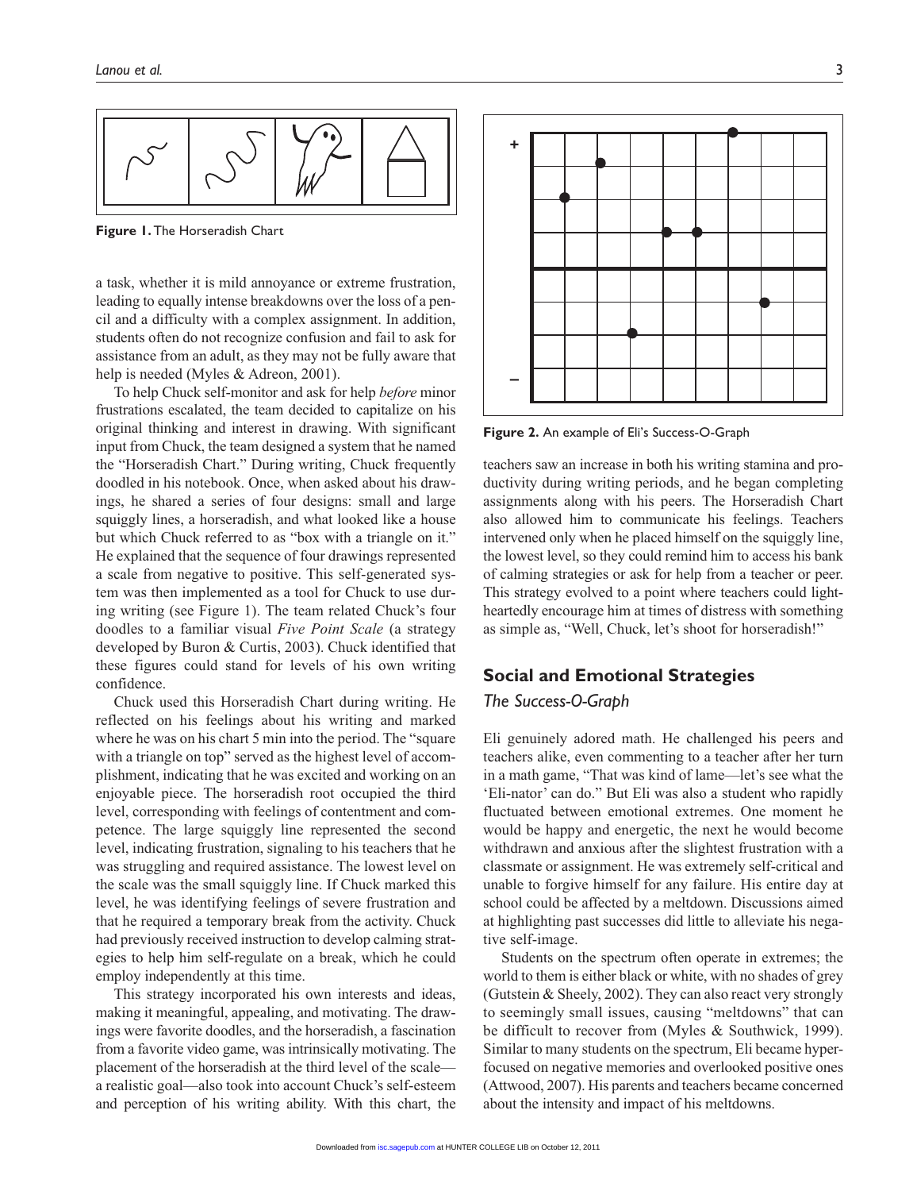Figure 1. The Horseradish Chart

a task, whether it is mild annoyance or extreme frustration, leading to equally intense breakdowns over the loss of a pencil and a difficulty with a complex assignment. In addition, students often do not recognize confusion and fail to ask for assistance from an adult, as they may not be fully aware that help is needed (Myles & Adreon, 2001).

To help Chuck self-monitor and ask for help *before* minor frustrations escalated, the team decided to capitalize on his original thinking and interest in drawing. With significant input from Chuck, the team designed a system that he named the "Horseradish Chart." During writing, Chuck frequently doodled in his notebook. Once, when asked about his drawings, he shared a series of four designs: small and large squiggly lines, a horseradish, and what looked like a house but which Chuck referred to as "box with a triangle on it." He explained that the sequence of four drawings represented a scale from negative to positive. This self-generated system was then implemented as a tool for Chuck to use during writing (see Figure 1). The team related Chuck's four doodles to a familiar visual *Five Point Scale* (a strategy developed by Buron & Curtis, 2003). Chuck identified that these figures could stand for levels of his own writing confidence.

Chuck used this Horseradish Chart during writing. He reflected on his feelings about his writing and marked where he was on his chart 5 min into the period. The "square with a triangle on top" served as the highest level of accomplishment, indicating that he was excited and working on an enjoyable piece. The horseradish root occupied the third level, corresponding with feelings of contentment and competence. The large squiggly line represented the second level, indicating frustration, signaling to his teachers that he was struggling and required assistance. The lowest level on the scale was the small squiggly line. If Chuck marked this level, he was identifying feelings of severe frustration and that he required a temporary break from the activity. Chuck had previously received instruction to develop calming strategies to help him self-regulate on a break, which he could employ independently at this time.

This strategy incorporated his own interests and ideas, making it meaningful, appealing, and motivating. The drawings were favorite doodles, and the horseradish, a fascination from a favorite video game, was intrinsically motivating. The placement of the horseradish at the third level of the scale—a realistic goal—also took into account Chuck's self-esteem and perception of his writing ability. With this chart, the teachers saw an increase in both his writing stamina and productivity during writing periods, and he began completing assignments along with his peers. The Horseradish Chart also allowed him to communicate his feelings. Teachers intervened only when he placed himself on the squiggly line, the lowest level, so they could remind him to access his bank of calming strategies or ask for help from a teacher or peer. This strategy evolved to a point where teachers could lightheartedly encourage him at times of distress with something as simple as, "Well, Chuck, let's shoot for horseradish!"

+

–

Figure 2. An example of Eli's Success-O-Graph

## Social and Emotional Strategies

### *The Success-O-Graph*

Eli genuinely adored math. He challenged his peers and teachers alike, even commenting to a teacher after her turn in a math game, "That was kind of lame—let's see what the 'Eli-nator' can do." But Eli was also a student who rapidly fluctuated between emotional extremes. One moment he would be happy and energetic, the next he would become withdrawn and anxious after the slightest frustration with a classmate or assignment. He was extremely self-critical and unable to forgive himself for any failure. His entire day at school could be affected by a meltdown. Discussions aimed at highlighting past successes did little to alleviate his negative self-image.

Students on the spectrum often operate in extremes; the world to them is either black or white, with no shades of grey (Gutstein & Sheely, 2002). They can also react very strongly to seemingly small issues, causing "meltdowns" that can be difficult to recover from (Myles & Southwick, 1999). Similar to many students on the spectrum, Eli became hyperfocused on negative memories and overlooked positive ones (Attwood, 2007). His parents and teachers became concerned about the intensity and impact of his meltdowns.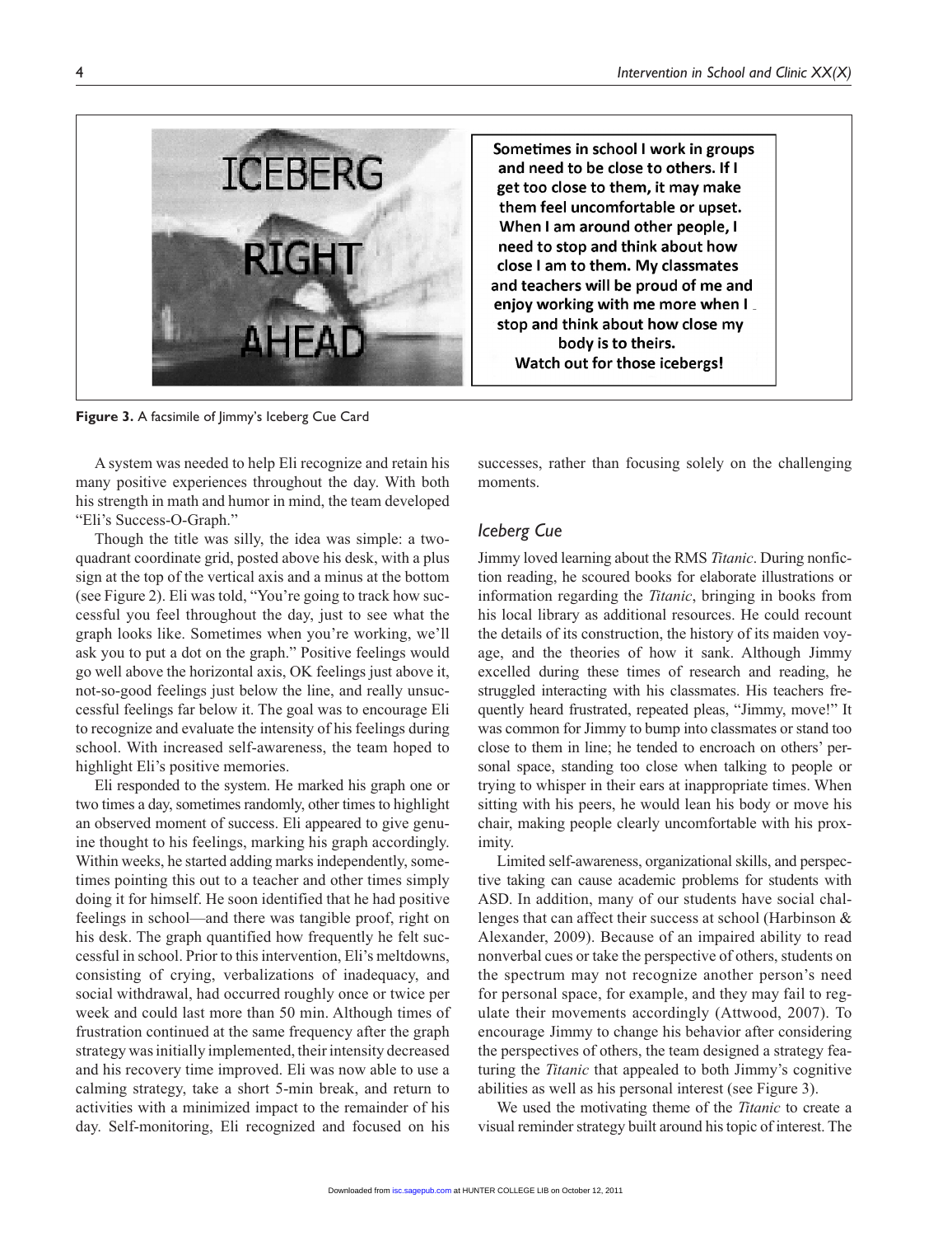ICEBERG

RIGHT

AHEAD

Sometimes in school I work in groups and need to be close to others. If I get too close to them, it may make them feel uncomfortable or upset. When I am around other people, I need to stop and think about how close I am to them. My classmates and teachers will be proud of me and enjoy working with me more when I stop and think about how close my body is to theirs. Watch out for those icebergs!

**Figure 3.** A facsimile of Jimmy's Iceberg Cue Card

A system was needed to help Eli recognize and retain his many positive experiences throughout the day. With both his strength in math and humor in mind, the team developed "Eli's Success-O-Graph."

Though the title was silly, the idea was simple: a two-quadrant coordinate grid, posted above his desk, with a plus sign at the top of the vertical axis and a minus at the bottom (see Figure 2). Eli was told, "You're going to track how successful you feel throughout the day, just to see what the graph looks like. Sometimes when you're working, we'll ask you to put a dot on the graph." Positive feelings would go well above the horizontal axis, OK feelings just above it, not-so-good feelings just below the line, and really unsuccessful feelings far below it. The goal was to encourage Eli to recognize and evaluate the intensity of his feelings during school. With increased self-awareness, the team hoped to highlight Eli's positive memories.

Eli responded to the system. He marked his graph one or two times a day, sometimes randomly, other times to highlight an observed moment of success. Eli appeared to give genuine thought to his feelings, marking his graph accordingly. Within weeks, he started adding marks independently, sometimes pointing this out to a teacher and other times simply doing it for himself. He soon identified that he had positive feelings in school—and there was tangible proof, right on his desk. The graph quantified how frequently he felt successful in school. Prior to this intervention, Eli's meltdowns, consisting of crying, verbalizations of inadequacy, and social withdrawal, had occurred roughly once or twice per week and could last more than 50 min. Although times of frustration continued at the same frequency after the graph strategy was initially implemented, their intensity decreased and his recovery time improved. Eli was now able to use a calming strategy, take a short 5-min break, and return to activities with a minimized impact to the remainder of his day. Self-monitoring, Eli recognized and focused on his successes, rather than focusing solely on the challenging moments.

## Iceberg Cue

Jimmy loved learning about the RMS *Titanic*. During nonfiction reading, he scoured books for elaborate illustrations or information regarding the *Titanic*, bringing in books from his local library as additional resources. He could recount the details of its construction, the history of its maiden voyage, and the theories of how it sank. Although Jimmy excelled during these times of research and reading, he struggled interacting with his classmates. His teachers frequently heard frustrated, repeated pleas, "Jimmy, move!" It was common for Jimmy to bump into classmates or stand too close to them in line; he tended to encroach on others' personal space, standing too close when talking to people or trying to whisper in their ears at inappropriate times. When sitting with his peers, he would lean his body or move his chair, making people clearly uncomfortable with his proximity.

Limited self-awareness, organizational skills, and perspective taking can cause academic problems for students with ASD. In addition, many of our students have social challenges that can affect their success at school (Harbinson & Alexander, 2009). Because of an impaired ability to read nonverbal cues or take the perspective of others, students on the spectrum may not recognize another person's need for personal space, for example, and they may fail to regulate their movements accordingly (Attwood, 2007). To encourage Jimmy to change his behavior after considering the perspectives of others, the team designed a strategy featuring the *Titanic* that appealed to both Jimmy's cognitive abilities as well as his personal interest (see Figure 3).

We used the motivating theme of the *Titanic* to create a visual reminder strategy built around his topic of interest. The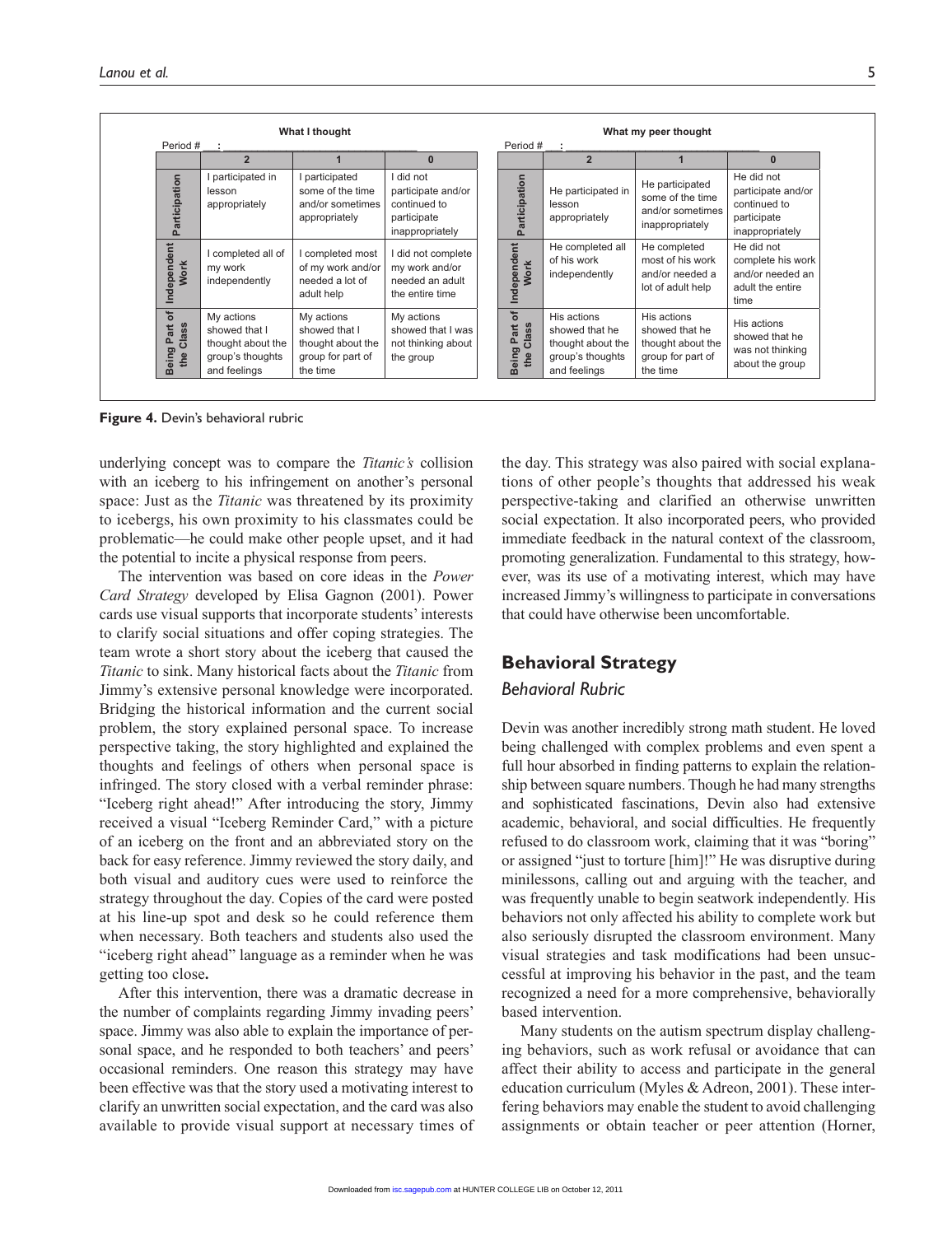What I thought

Period # ___ : ___________________

| | 2 | 1 | 0 |
|---|---|---|---|
| Participation | I participated in lesson appropriately | I participated some of the time and/or sometimes appropriately | I did not participate and/or continued to participate inappropriately |
| Independent Work | I completed all of my work independently | I completed most of my work and/or needed a lot of adult help | I did not complete my work and/or needed an adult the entire time |
| Being Part of the Class | My actions showed that I thought about the group's thoughts and feelings | My actions showed that I thought about the group for part of the time | My actions showed that I was not thinking about the group |

What my peer thought

Period # ___ : ___________________

| | 2 | 1 | 0 |
|---|---|---|---|
| Participation | He participated in lesson appropriately | He participated some of the time and/or sometimes inappropriately | He did not participate and/or continued to participate inappropriately |
| Independent Work | He completed all of his work independently | He completed most of his work and/or needed a lot of adult help | He did not complete his work and/or needed an adult the entire time |
| Being Part of the Class | His actions showed that he thought about the group's thoughts and feelings | His actions showed that he thought about the group for part of the time | His actions showed that he was not thinking about the group |

**Figure 4.** Devin's behavioral rubric

underlying concept was to compare the *Titanic's* collision with an iceberg to his infringement on another's personal space: Just as the *Titanic* was threatened by its proximity to icebergs, his own proximity to his classmates could be problematic—he could make other people upset, and it had the potential to incite a physical response from peers.

The intervention was based on core ideas in the *Power Card Strategy* developed by Elisa Gagnon (2001). Power cards use visual supports that incorporate students' interests to clarify social situations and offer coping strategies. The team wrote a short story about the iceberg that caused the *Titanic* to sink. Many historical facts about the *Titanic* from Jimmy's extensive personal knowledge were incorporated. Bridging the historical information and the current social problem, the story explained personal space. To increase perspective taking, the story highlighted and explained the thoughts and feelings of others when personal space is infringed. The story closed with a verbal reminder phrase: "Iceberg right ahead!" After introducing the story, Jimmy received a visual "Iceberg Reminder Card," with a picture of an iceberg on the front and an abbreviated story on the back for easy reference. Jimmy reviewed the story daily, and both visual and auditory cues were used to reinforce the strategy throughout the day. Copies of the card were posted at his line-up spot and desk so he could reference them when necessary. Both teachers and students also used the "iceberg right ahead" language as a reminder when he was getting too close**.**

After this intervention, there was a dramatic decrease in the number of complaints regarding Jimmy invading peers' space. Jimmy was also able to explain the importance of personal space, and he responded to both teachers' and peers' occasional reminders. One reason this strategy may have been effective was that the story used a motivating interest to clarify an unwritten social expectation, and the card was also available to provide visual support at necessary times of the day. This strategy was also paired with social explanations of other people's thoughts that addressed his weak perspective-taking and clarified an otherwise unwritten social expectation. It also incorporated peers, who provided immediate feedback in the natural context of the classroom, promoting generalization. Fundamental to this strategy, however, was its use of a motivating interest, which may have increased Jimmy's willingness to participate in conversations that could have otherwise been uncomfortable.

## Behavioral Strategy

### *Behavioral Rubric*

Devin was another incredibly strong math student. He loved being challenged with complex problems and even spent a full hour absorbed in finding patterns to explain the relationship between square numbers. Though he had many strengths and sophisticated fascinations, Devin also had extensive academic, behavioral, and social difficulties. He frequently refused to do classroom work, claiming that it was "boring" or assigned "just to torture [him]!" He was disruptive during minilessons, calling out and arguing with the teacher, and was frequently unable to begin seatwork independently. His behaviors not only affected his ability to complete work but also seriously disrupted the classroom environment. Many visual strategies and task modifications had been unsuccessful at improving his behavior in the past, and the team recognized a need for a more comprehensive, behaviorally based intervention.

Many students on the autism spectrum display challenging behaviors, such as work refusal or avoidance that can affect their ability to access and participate in the general education curriculum (Myles & Adreon, 2001). These interfering behaviors may enable the student to avoid challenging assignments or obtain teacher or peer attention (Horner,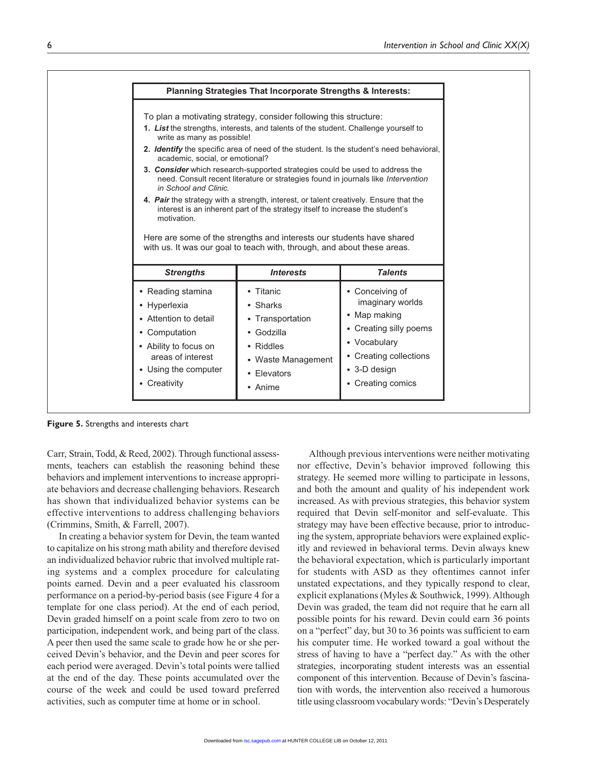**Planning Strategies That Incorporate Strengths & Interests:**

To plan a motivating strategy, consider following this structure:

1. ***List*** the strengths, interests, and talents of the student. Challenge yourself to write as many as possible!
2. ***Identify*** the specific area of need of the student. Is the student's need behavioral, academic, social, or emotional?
3. ***Consider*** which research-supported strategies could be used to address the need. Consult recent literature or strategies found in journals like *Intervention in School and Clinic.*
4. ***Pair*** the strategy with a strength, interest, or talent creatively. Ensure that the interest is an inherent part of the strategy itself to increase the student's motivation.

Here are some of the strengths and interests our students have shared with us. It was our goal to teach with, through, and about these areas.

| *Strengths* | *Interests* | *Talents* |
|---|---|---|
| • Reading stamina<br>• Hyperlexia<br>• Attention to detail<br>• Computation<br>• Ability to focus on areas of interest<br>• Using the computer<br>• Creativity | • Titanic<br>• Sharks<br>• Transportation<br>• Godzilla<br>• Riddles<br>• Waste Management<br>• Elevators<br>• Anime | • Conceiving of imaginary worlds<br>• Map making<br>• Creating silly poems<br>• Vocabulary<br>• Creating collections<br>• 3-D design<br>• Creating comics |

**Figure 5.** Strengths and interests chart

Carr, Strain, Todd, & Reed, 2002). Through functional assessments, teachers can establish the reasoning behind these behaviors and implement interventions to increase appropriate behaviors and decrease challenging behaviors. Research has shown that individualized behavior systems can be effective interventions to address challenging behaviors (Crimmins, Smith, & Farrell, 2007).

In creating a behavior system for Devin, the team wanted to capitalize on his strong math ability and therefore devised an individualized behavior rubric that involved multiple rating systems and a complex procedure for calculating points earned. Devin and a peer evaluated his classroom performance on a period-by-period basis (see Figure 4 for a template for one class period). At the end of each period, Devin graded himself on a point scale from zero to two on participation, independent work, and being part of the class. A peer then used the same scale to grade how he or she perceived Devin's behavior, and the Devin and peer scores for each period were averaged. Devin's total points were tallied at the end of the day. These points accumulated over the course of the week and could be used toward preferred activities, such as computer time at home or in school.

Although previous interventions were neither motivating nor effective, Devin's behavior improved following this strategy. He seemed more willing to participate in lessons, and both the amount and quality of his independent work increased. As with previous strategies, this behavior system required that Devin self-monitor and self-evaluate. This strategy may have been effective because, prior to introducing the system, appropriate behaviors were explained explicitly and reviewed in behavioral terms. Devin always knew the behavioral expectation, which is particularly important for students with ASD as they oftentimes cannot infer unstated expectations, and they typically respond to clear, explicit explanations (Myles & Southwick, 1999). Although Devin was graded, the team did not require that he earn all possible points for his reward. Devin could earn 36 points on a "perfect" day, but 30 to 36 points was sufficient to earn his computer time. He worked toward a goal without the stress of having to have a "perfect day." As with the other strategies, incorporating student interests was an essential component of this intervention. Because of Devin's fascination with words, the intervention also received a humorous title using classroom vocabulary words: "Devin's Desperately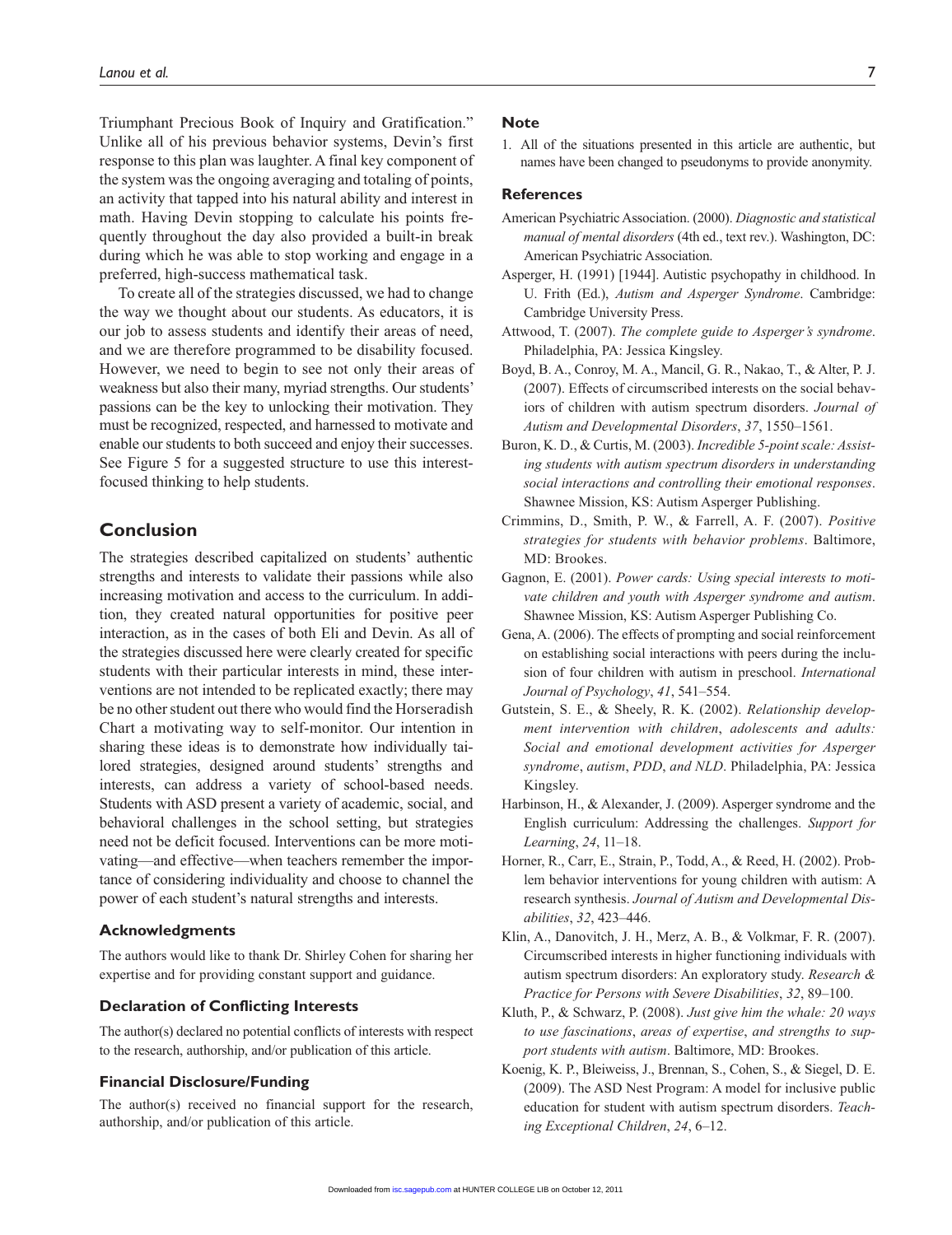Triumphant Precious Book of Inquiry and Gratification." Unlike all of his previous behavior systems, Devin's first response to this plan was laughter. A final key component of the system was the ongoing averaging and totaling of points, an activity that tapped into his natural ability and interest in math. Having Devin stopping to calculate his points frequently throughout the day also provided a built-in break during which he was able to stop working and engage in a preferred, high-success mathematical task.

To create all of the strategies discussed, we had to change the way we thought about our students. As educators, it is our job to assess students and identify their areas of need, and we are therefore programmed to be disability focused. However, we need to begin to see not only their areas of weakness but also their many, myriad strengths. Our students' passions can be the key to unlocking their motivation. They must be recognized, respected, and harnessed to motivate and enable our students to both succeed and enjoy their successes. See Figure 5 for a suggested structure to use this interest-focused thinking to help students.

## Conclusion

The strategies described capitalized on students' authentic strengths and interests to validate their passions while also increasing motivation and access to the curriculum. In addition, they created natural opportunities for positive peer interaction, as in the cases of both Eli and Devin. As all of the strategies discussed here were clearly created for specific students with their particular interests in mind, these interventions are not intended to be replicated exactly; there may be no other student out there who would find the Horseradish Chart a motivating way to self-monitor. Our intention in sharing these ideas is to demonstrate how individually tailored strategies, designed around students' strengths and interests, can address a variety of school-based needs. Students with ASD present a variety of academic, social, and behavioral challenges in the school setting, but strategies need not be deficit focused. Interventions can be more motivating—and effective—when teachers remember the importance of considering individuality and choose to channel the power of each student's natural strengths and interests.

### Acknowledgments

The authors would like to thank Dr. Shirley Cohen for sharing her expertise and for providing constant support and guidance.

### Declaration of Conflicting Interests

The author(s) declared no potential conflicts of interests with respect to the research, authorship, and/or publication of this article.

### Financial Disclosure/Funding

The author(s) received no financial support for the research, authorship, and/or publication of this article.

### Note

1. All of the situations presented in this article are authentic, but names have been changed to pseudonyms to provide anonymity.

### References

American Psychiatric Association. (2000). *Diagnostic and statistical manual of mental disorders* (4th ed., text rev.). Washington, DC: American Psychiatric Association.

Asperger, H. (1991) [1944]. Autistic psychopathy in childhood. In U. Frith (Ed.), *Autism and Asperger Syndrome*. Cambridge: Cambridge University Press.

Attwood, T. (2007). *The complete guide to Asperger's syndrome*. Philadelphia, PA: Jessica Kingsley.

Boyd, B. A., Conroy, M. A., Mancil, G. R., Nakao, T., & Alter, P. J. (2007). Effects of circumscribed interests on the social behaviors of children with autism spectrum disorders. *Journal of Autism and Developmental Disorders*, *37*, 1550–1561.

Buron, K. D., & Curtis, M. (2003). *Incredible 5-point scale: Assisting students with autism spectrum disorders in understanding social interactions and controlling their emotional responses*. Shawnee Mission, KS: Autism Asperger Publishing.

Crimmins, D., Smith, P. W., & Farrell, A. F. (2007). *Positive strategies for students with behavior problems*. Baltimore, MD: Brookes.

Gagnon, E. (2001). *Power cards: Using special interests to motivate children and youth with Asperger syndrome and autism*. Shawnee Mission, KS: Autism Asperger Publishing Co.

Gena, A. (2006). The effects of prompting and social reinforcement on establishing social interactions with peers during the inclusion of four children with autism in preschool. *International Journal of Psychology*, *41*, 541–554.

Gutstein, S. E., & Sheely, R. K. (2002). *Relationship development intervention with children, adolescents and adults: Social and emotional development activities for Asperger syndrome, autism, PDD, and NLD*. Philadelphia, PA: Jessica Kingsley.

Harbinson, H., & Alexander, J. (2009). Asperger syndrome and the English curriculum: Addressing the challenges. *Support for Learning*, *24*, 11–18.

Horner, R., Carr, E., Strain, P., Todd, A., & Reed, H. (2002). Problem behavior interventions for young children with autism: A research synthesis. *Journal of Autism and Developmental Disabilities*, *32*, 423–446.

Klin, A., Danovitch, J. H., Merz, A. B., & Volkmar, F. R. (2007). Circumscribed interests in higher functioning individuals with autism spectrum disorders: An exploratory study. *Research & Practice for Persons with Severe Disabilities*, *32*, 89–100.

Kluth, P., & Schwarz, P. (2008). *Just give him the whale: 20 ways to use fascinations, areas of expertise, and strengths to support students with autism*. Baltimore, MD: Brookes.

Koenig, K. P., Bleiweiss, J., Brennan, S., Cohen, S., & Siegel, D. E. (2009). The ASD Nest Program: A model for inclusive public education for student with autism spectrum disorders. *Teaching Exceptional Children*, *24*, 6–12.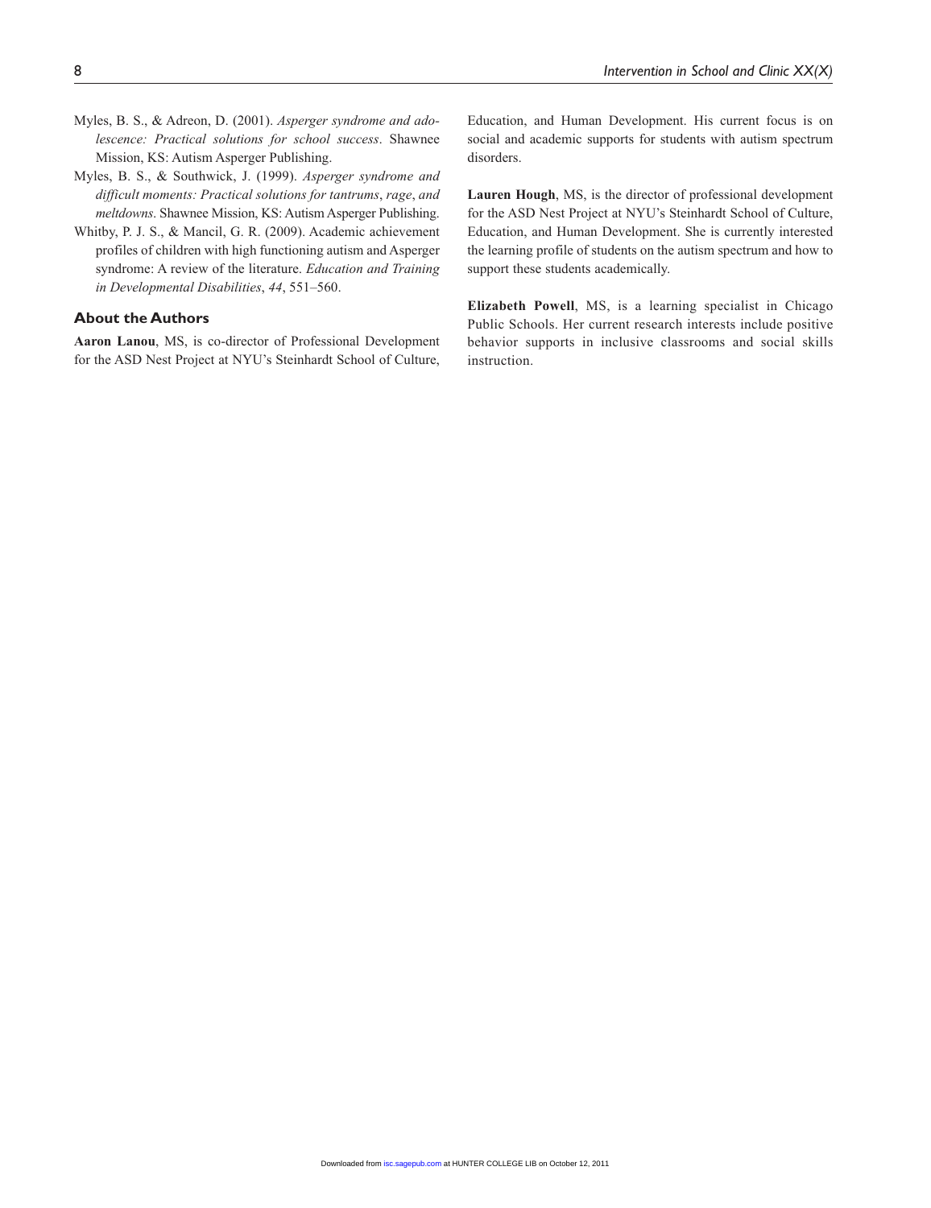Myles, B. S., & Adreon, D. (2001). *Asperger syndrome and adolescence: Practical solutions for school success*. Shawnee Mission, KS: Autism Asperger Publishing.

Myles, B. S., & Southwick, J. (1999). *Asperger syndrome and difficult moments: Practical solutions for tantrums, rage, and meltdowns*. Shawnee Mission, KS: Autism Asperger Publishing.

Whitby, P. J. S., & Mancil, G. R. (2009). Academic achievement profiles of children with high functioning autism and Asperger syndrome: A review of the literature. *Education and Training in Developmental Disabilities*, *44*, 551–560.

## About the Authors

**Aaron Lanou**, MS, is co-director of Professional Development for the ASD Nest Project at NYU's Steinhardt School of Culture, Education, and Human Development. His current focus is on social and academic supports for students with autism spectrum disorders.

**Lauren Hough**, MS, is the director of professional development for the ASD Nest Project at NYU's Steinhardt School of Culture, Education, and Human Development. She is currently interested the learning profile of students on the autism spectrum and how to support these students academically.

**Elizabeth Powell**, MS, is a learning specialist in Chicago Public Schools. Her current research interests include positive behavior supports in inclusive classrooms and social skills instruction.